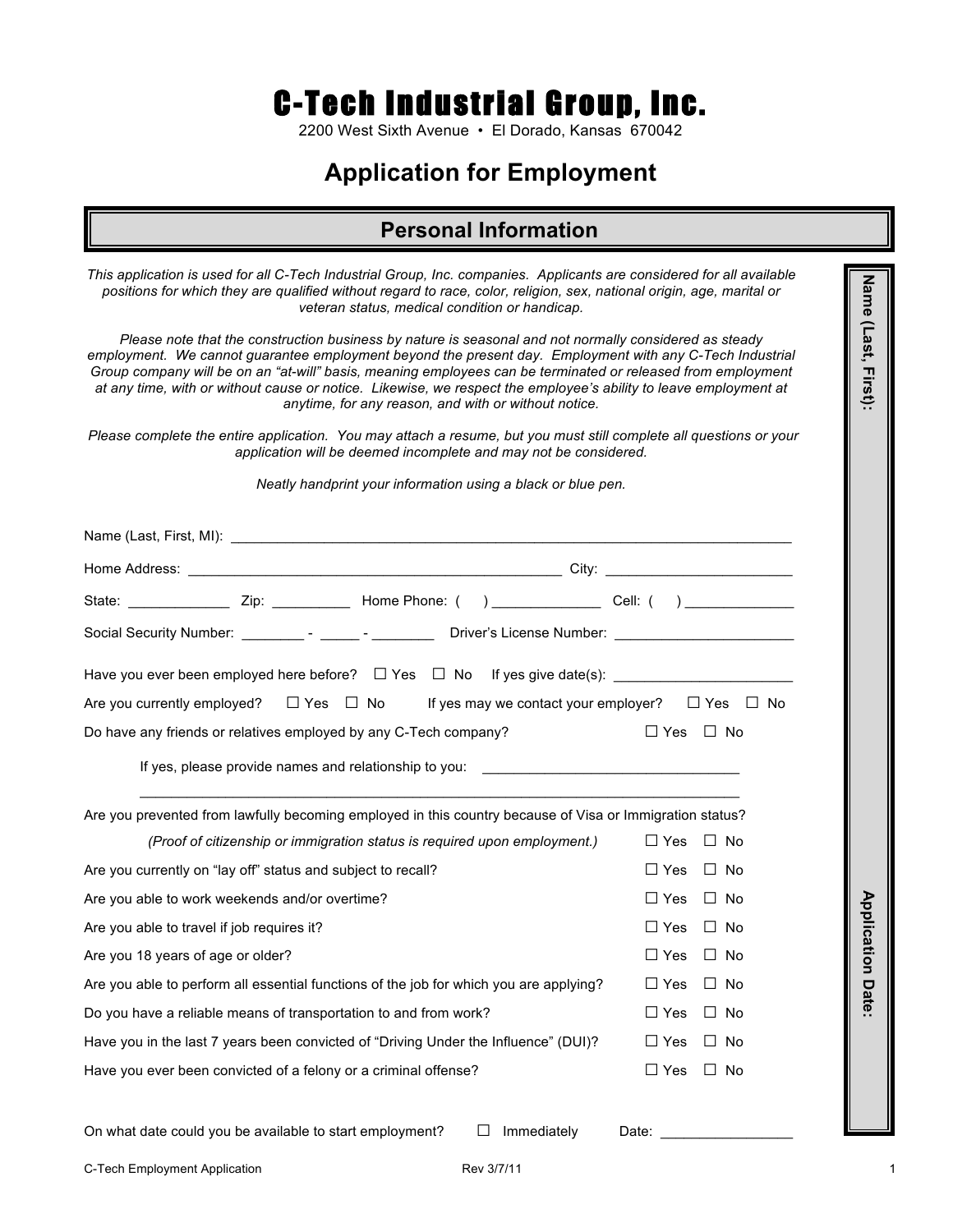# C-Tech Industrial Group, Inc.

2200 West Sixth Avenue • El Dorado, Kansas 670042

## Application for Employment

### Personal Information

*This application is used for all C-Tech Industrial Group, Inc. companies. Applicants are considered for all available positions for which they are qualified without regard to race, color, religion, sex, national origin, age, marital or veteran status, medical condition or handicap.*

*Please note that the construction business by nature is seasonal and not normally considered as steady employment. We cannot guarantee employment beyond the present day. Employment with any C-Tech Industrial Group company will be on an "at-will" basis, meaning employees can be terminated or released from employment at any time, with or without cause or notice. Likewise, we respect the employee's ability to leave employment at anytime, for any reason, and with or without notice.*

*Please complete the entire application. You may attach a resume, but you must still complete all questions or your application will be deemed incomplete and may not be considered.*

*Neatly handprint your information using a black or blue pen.*

Name (Last, First, MI): ______________________________________________

Home Address: ______________________________ City: ________________

State: __________ Zip: ________ Home Phone: ( ) ____________ Cell: ( ) ____________

Social Security Number: ______ - _____ - ______ Driver's License Number: ________________

Have you ever been employed here before? ☐ Yes ☐ No If yes give date(s): ________________

Are you currently employed? ☐ Yes ☐ No If yes may we contact your employer? ☐ Yes ☐ No

Do have any friends or relatives employed by any C-Tech company? ☐ Yes ☐ No

If yes, please provide names and relationship to you: ________________________

______________________________________________

Are you prevented from lawfully becoming employed in this country because of Visa or Immigration status?
*(Proof of citizenship or immigration status is required upon employment.)* ☐ Yes ☐ No

Are you currently on "lay off" status and subject to recall? ☐ Yes ☐ No

Are you able to work weekends and/or overtime? ☐ Yes ☐ No

Are you able to travel if job requires it? ☐ Yes ☐ No

Are you 18 years of age or older? ☐ Yes ☐ No

Are you able to perform all essential functions of the job for which you are applying? ☐ Yes ☐ No

Do you have a reliable means of transportation to and from work? ☐ Yes ☐ No

Have you in the last 7 years been convicted of "Driving Under the Influence" (DUI)? ☐ Yes ☐ No

Have you ever been convicted of a felony or a criminal offense? ☐ Yes ☐ No

On what date could you be available to start employment? ☐ Immediately Date: ____________

Name (Last, First):

Application Date: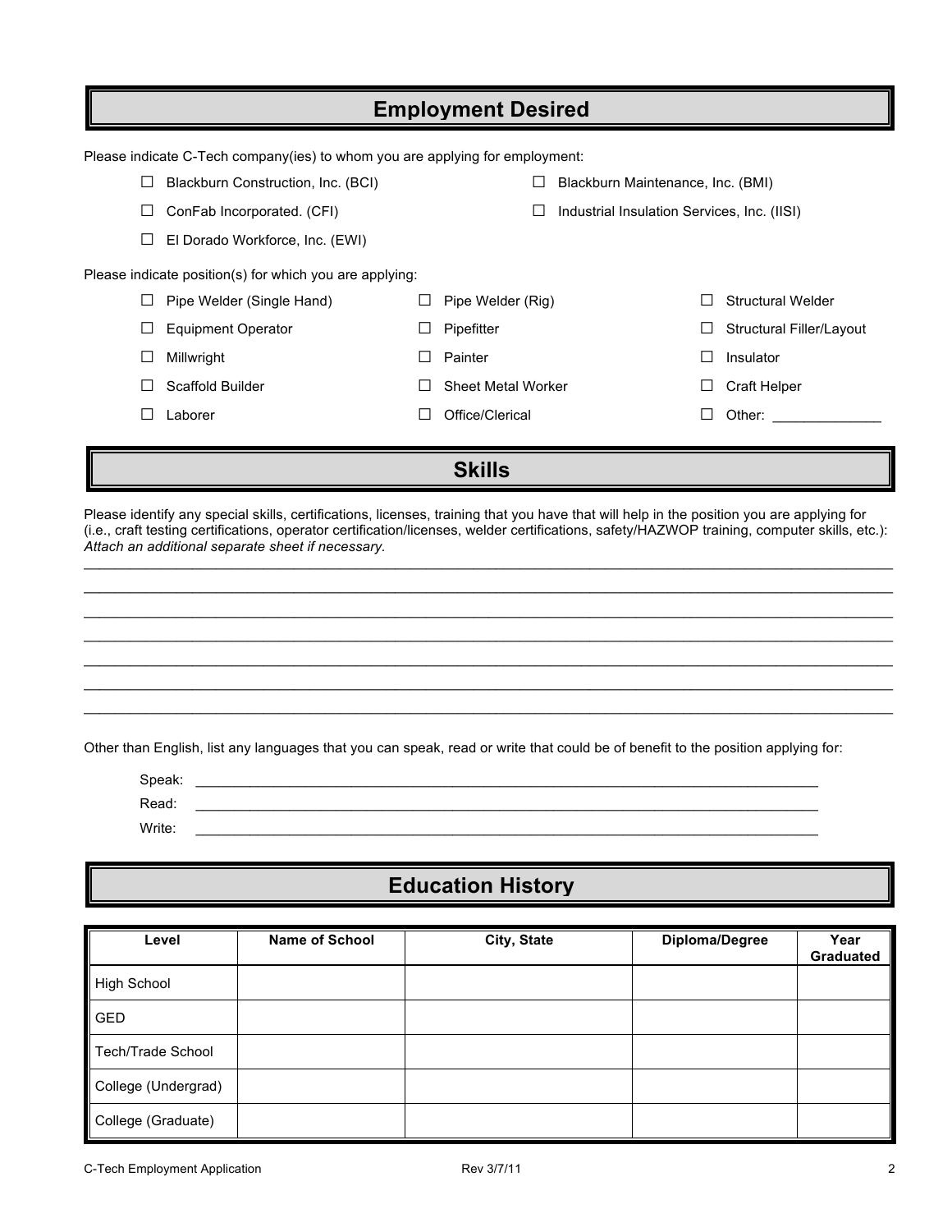## Employment Desired

Please indicate C-Tech company(ies) to whom you are applying for employment:

- ☐ Blackburn Construction, Inc. (BCI)
- ☐ Blackburn Maintenance, Inc. (BMI)
- ☐ ConFab Incorporated. (CFI)
- ☐ Industrial Insulation Services, Inc. (IISI)
- ☐ El Dorado Workforce, Inc. (EWI)

Please indicate position(s) for which you are applying:

- ☐ Pipe Welder (Single Hand)
- ☐ Pipe Welder (Rig)
- ☐ Structural Welder
- ☐ Equipment Operator
- ☐ Pipefitter
- ☐ Structural Filler/Layout
- ☐ Millwright
- ☐ Painter
- ☐ Insulator
- ☐ Scaffold Builder
- ☐ Sheet Metal Worker
- ☐ Craft Helper
- ☐ Laborer
- ☐ Office/Clerical
- ☐ Other: ______________

## Skills

Please identify any special skills, certifications, licenses, training that you have that will help in the position you are applying for (i.e., craft testing certifications, operator certification/licenses, welder certifications, safety/HAZWOP training, computer skills, etc.): *Attach an additional separate sheet if necessary.*

________________________________________________________________________________

________________________________________________________________________________

________________________________________________________________________________

________________________________________________________________________________

________________________________________________________________________________

________________________________________________________________________________

________________________________________________________________________________

Other than English, list any languages that you can speak, read or write that could be of benefit to the position applying for:

Speak: ________________________________________________________________

Read: ________________________________________________________________

Write: ________________________________________________________________

## Education History

| Level | Name of School | City, State | Diploma/Degree | Year Graduated |
|---|---|---|---|---|
| High School | | | | |
| GED | | | | |
| Tech/Trade School | | | | |
| College (Undergrad) | | | | |
| College (Graduate) | | | | |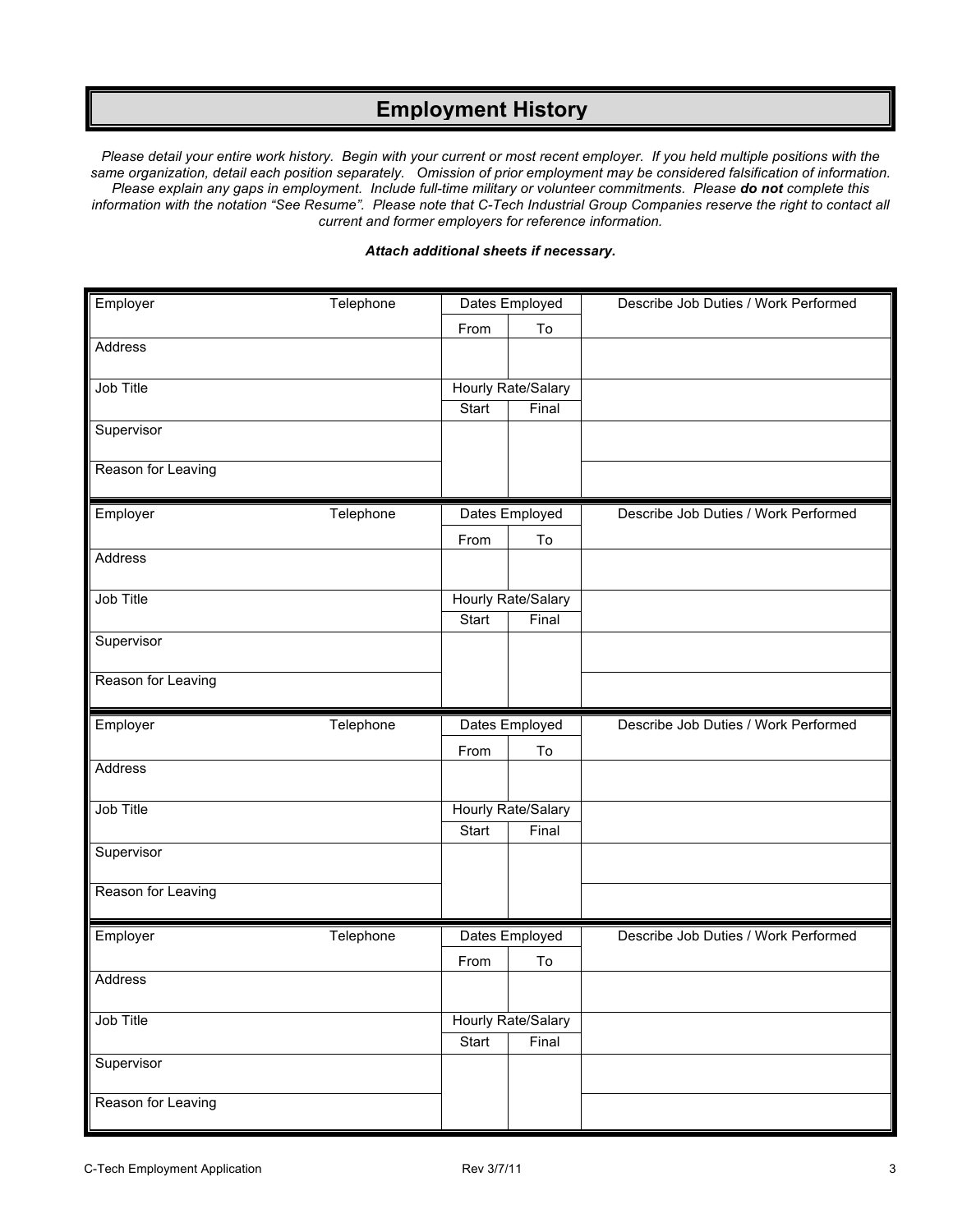# Employment History

*Please detail your entire work history. Begin with your current or most recent employer. If you held multiple positions with the same organization, detail each position separately. Omission of prior employment may be considered falsification of information. Please explain any gaps in employment. Include full-time military or volunteer commitments. Please **do not** complete this information with the notation "See Resume". Please note that C-Tech Industrial Group Companies reserve the right to contact all current and former employers for reference information.*

***Attach additional sheets if necessary.***

| Employer | Telephone | Dates Employed | | Describe Job Duties / Work Performed |
|---|---|---|---|---|
| | | From | To | |
| Address | | | | |
| Job Title | | Hourly Rate/Salary | | |
| | | Start | Final | |
| Supervisor | | | | |
| Reason for Leaving | | | | |

| Employer | Telephone | Dates Employed | | Describe Job Duties / Work Performed |
|---|---|---|---|---|
| | | From | To | |
| Address | | | | |
| Job Title | | Hourly Rate/Salary | | |
| | | Start | Final | |
| Supervisor | | | | |
| Reason for Leaving | | | | |

| Employer | Telephone | Dates Employed | | Describe Job Duties / Work Performed |
|---|---|---|---|---|
| | | From | To | |
| Address | | | | |
| Job Title | | Hourly Rate/Salary | | |
| | | Start | Final | |
| Supervisor | | | | |
| Reason for Leaving | | | | |

| Employer | Telephone | Dates Employed | | Describe Job Duties / Work Performed |
|---|---|---|---|---|
| | | From | To | |
| Address | | | | |
| Job Title | | Hourly Rate/Salary | | |
| | | Start | Final | |
| Supervisor | | | | |
| Reason for Leaving | | | | |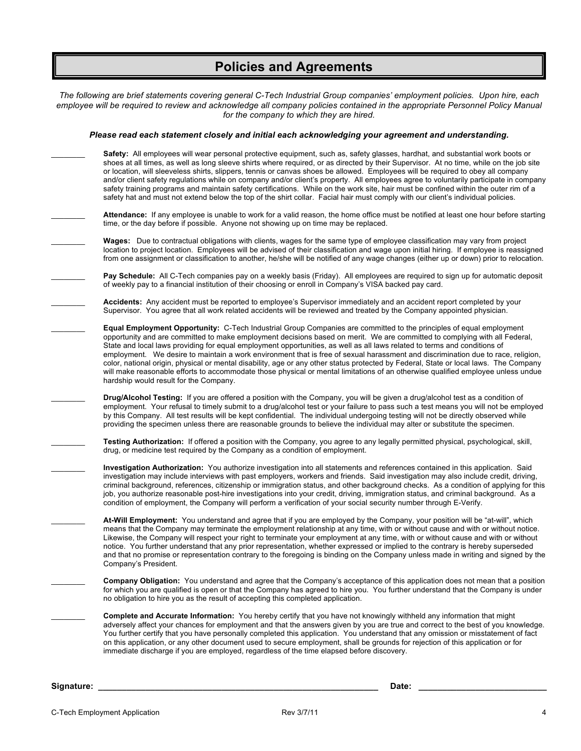# Policies and Agreements

*The following are brief statements covering general C-Tech Industrial Group companies' employment policies. Upon hire, each employee will be required to review and acknowledge all company policies contained in the appropriate Personnel Policy Manual for the company to which they are hired.*

***Please read each statement closely and initial each acknowledging your agreement and understanding.***

________ **Safety:** All employees will wear personal protective equipment, such as, safety glasses, hardhat, and substantial work boots or shoes at all times, as well as long sleeve shirts where required, or as directed by their Supervisor. At no time, while on the job site or location, will sleeveless shirts, slippers, tennis or canvas shoes be allowed. Employees will be required to obey all company and/or client safety regulations while on company and/or client's property. All employees agree to voluntarily participate in company safety training programs and maintain safety certifications. While on the work site, hair must be confined within the outer rim of a safety hat and must not extend below the top of the shirt collar. Facial hair must comply with our client's individual policies.

________ **Attendance:** If any employee is unable to work for a valid reason, the home office must be notified at least one hour before starting time, or the day before if possible. Anyone not showing up on time may be replaced.

________ **Wages:** Due to contractual obligations with clients, wages for the same type of employee classification may vary from project location to project location. Employees will be advised of their classification and wage upon initial hiring. If employee is reassigned from one assignment or classification to another, he/she will be notified of any wage changes (either up or down) prior to relocation.

________ **Pay Schedule:** All C-Tech companies pay on a weekly basis (Friday). All employees are required to sign up for automatic deposit of weekly pay to a financial institution of their choosing or enroll in Company's VISA backed pay card.

________ **Accidents:** Any accident must be reported to employee's Supervisor immediately and an accident report completed by your Supervisor. You agree that all work related accidents will be reviewed and treated by the Company appointed physician.

________ **Equal Employment Opportunity:** C-Tech Industrial Group Companies are committed to the principles of equal employment opportunity and are committed to make employment decisions based on merit. We are committed to complying with all Federal, State and local laws providing for equal employment opportunities, as well as all laws related to terms and conditions of employment. We desire to maintain a work environment that is free of sexual harassment and discrimination due to race, religion, color, national origin, physical or mental disability, age or any other status protected by Federal, State or local laws. The Company will make reasonable efforts to accommodate those physical or mental limitations of an otherwise qualified employee unless undue hardship would result for the Company.

________ **Drug/Alcohol Testing:** If you are offered a position with the Company, you will be given a drug/alcohol test as a condition of employment. Your refusal to timely submit to a drug/alcohol test or your failure to pass such a test means you will not be employed by this Company. All test results will be kept confidential. The individual undergoing testing will not be directly observed while providing the specimen unless there are reasonable grounds to believe the individual may alter or substitute the specimen.

________ **Testing Authorization:** If offered a position with the Company, you agree to any legally permitted physical, psychological, skill, drug, or medicine test required by the Company as a condition of employment.

________ **Investigation Authorization:** You authorize investigation into all statements and references contained in this application. Said investigation may include interviews with past employers, workers and friends. Said investigation may also include credit, driving, criminal background, references, citizenship or immigration status, and other background checks. As a condition of applying for this job, you authorize reasonable post-hire investigations into your credit, driving, immigration status, and criminal background. As a condition of employment, the Company will perform a verification of your social security number through E-Verify.

________ **At-Will Employment:** You understand and agree that if you are employed by the Company, your position will be "at-will", which means that the Company may terminate the employment relationship at any time, with or without cause and with or without notice. Likewise, the Company will respect your right to terminate your employment at any time, with or without cause and with or without notice. You further understand that any prior representation, whether expressed or implied to the contrary is hereby superseded and that no promise or representation contrary to the foregoing is binding on the Company unless made in writing and signed by the Company's President.

________ **Company Obligation:** You understand and agree that the Company's acceptance of this application does not mean that a position for which you are qualified is open or that the Company has agreed to hire you. You further understand that the Company is under no obligation to hire you as the result of accepting this completed application.

________ **Complete and Accurate Information:** You hereby certify that you have not knowingly withheld any information that might adversely affect your chances for employment and that the answers given by you are true and correct to the best of you knowledge. You further certify that you have personally completed this application. You understand that any omission or misstatement of fact on this application, or any other document used to secure employment, shall be grounds for rejection of this application or for immediate discharge if you are employed, regardless of the time elapsed before discovery.

**Signature:** ______________________________________________ **Date:** ______________________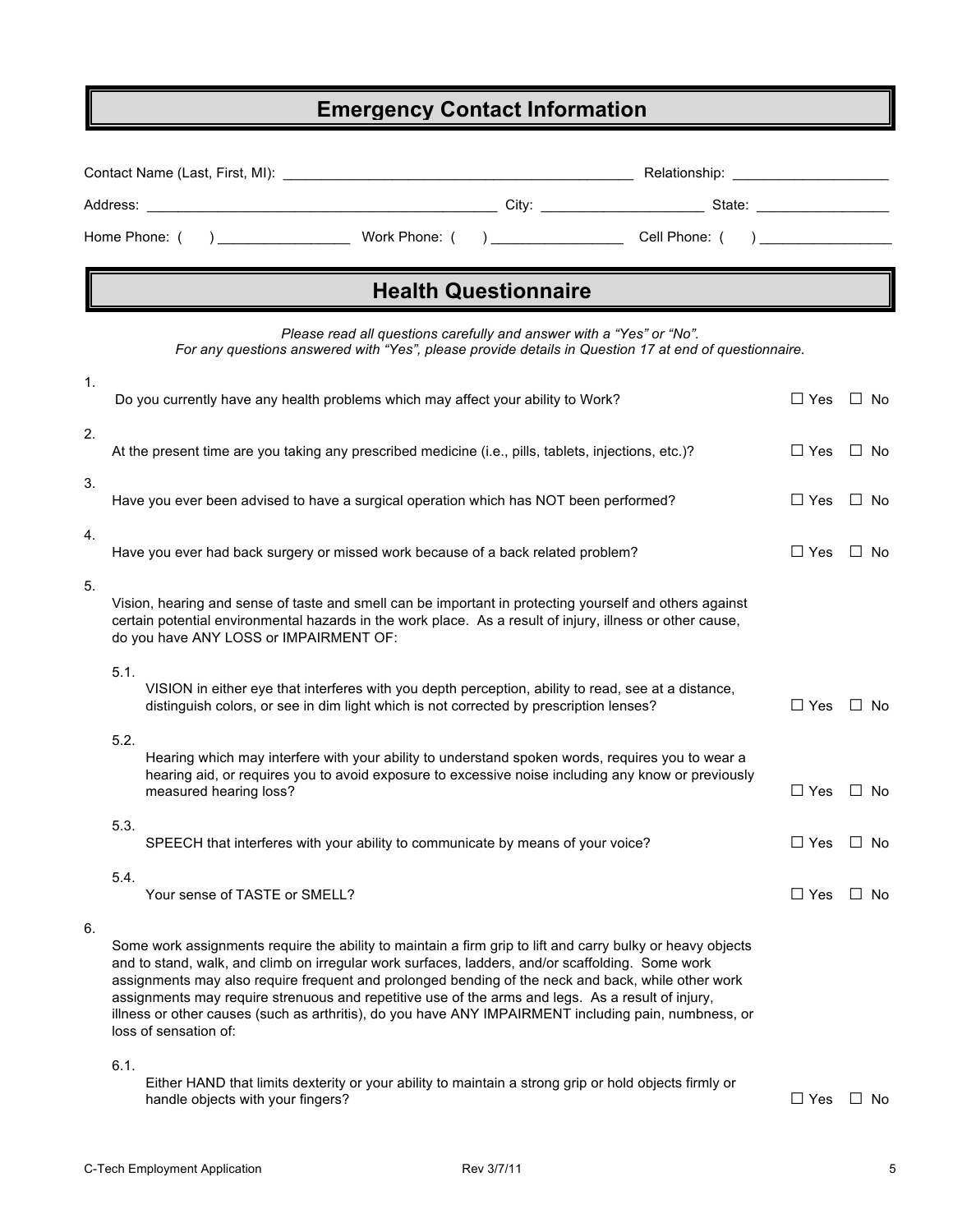## Emergency Contact Information

Contact Name (Last, First, MI): ____________________________________________ Relationship: ____________________

Address: ____________________________________________ City: ____________________ State: ________________

Home Phone: (     ) ________________ Work Phone: (     ) ________________ Cell Phone: (     ) ________________

## Health Questionnaire

*Please read all questions carefully and answer with a "Yes" or "No".*
*For any questions answered with "Yes", please provide details in Question 17 at end of questionnaire.*

1. Do you currently have any health problems which may affect your ability to Work? ☐ Yes ☐ No

2. At the present time are you taking any prescribed medicine (i.e., pills, tablets, injections, etc.)? ☐ Yes ☐ No

3. Have you ever been advised to have a surgical operation which has NOT been performed? ☐ Yes ☐ No

4. Have you ever had back surgery or missed work because of a back related problem? ☐ Yes ☐ No

5. Vision, hearing and sense of taste and smell can be important in protecting yourself and others against certain potential environmental hazards in the work place. As a result of injury, illness or other cause, do you have ANY LOSS or IMPAIRMENT OF:

   5.1. VISION in either eye that interferes with you depth perception, ability to read, see at a distance, distinguish colors, or see in dim light which is not corrected by prescription lenses? ☐ Yes ☐ No

   5.2. Hearing which may interfere with your ability to understand spoken words, requires you to wear a hearing aid, or requires you to avoid exposure to excessive noise including any know or previously measured hearing loss? ☐ Yes ☐ No

   5.3. SPEECH that interferes with your ability to communicate by means of your voice? ☐ Yes ☐ No

   5.4. Your sense of TASTE or SMELL? ☐ Yes ☐ No

6. Some work assignments require the ability to maintain a firm grip to lift and carry bulky or heavy objects and to stand, walk, and climb on irregular work surfaces, ladders, and/or scaffolding. Some work assignments may also require frequent and prolonged bending of the neck and back, while other work assignments may require strenuous and repetitive use of the arms and legs. As a result of injury, illness or other causes (such as arthritis), do you have ANY IMPAIRMENT including pain, numbness, or loss of sensation of:

   6.1. Either HAND that limits dexterity or your ability to maintain a strong grip or hold objects firmly or handle objects with your fingers? ☐ Yes ☐ No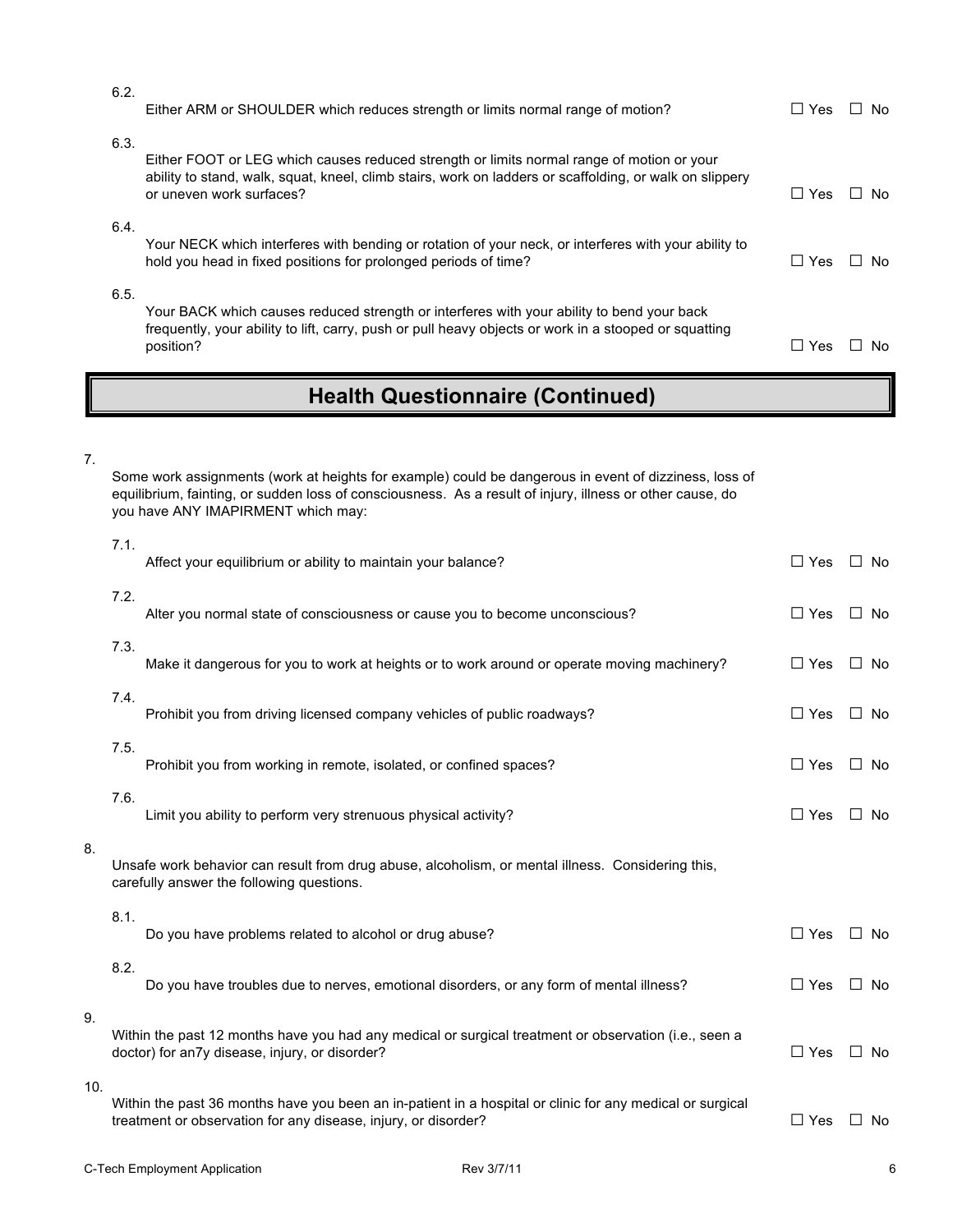6.2. Either ARM or SHOULDER which reduces strength or limits normal range of motion? ☐ Yes ☐ No

6.3. Either FOOT or LEG which causes reduced strength or limits normal range of motion or your ability to stand, walk, squat, kneel, climb stairs, work on ladders or scaffolding, or walk on slippery or uneven work surfaces? ☐ Yes ☐ No

6.4. Your NECK which interferes with bending or rotation of your neck, or interferes with your ability to hold you head in fixed positions for prolonged periods of time? ☐ Yes ☐ No

6.5. Your BACK which causes reduced strength or interferes with your ability to bend your back frequently, your ability to lift, carry, push or pull heavy objects or work in a stooped or squatting position? ☐ Yes ☐ No

## Health Questionnaire (Continued)

7. Some work assignments (work at heights for example) could be dangerous in event of dizziness, loss of equilibrium, fainting, or sudden loss of consciousness. As a result of injury, illness or other cause, do you have ANY IMAPIRMENT which may:

7.1. Affect your equilibrium or ability to maintain your balance? ☐ Yes ☐ No

7.2. Alter you normal state of consciousness or cause you to become unconscious? ☐ Yes ☐ No

7.3. Make it dangerous for you to work at heights or to work around or operate moving machinery? ☐ Yes ☐ No

7.4. Prohibit you from driving licensed company vehicles of public roadways? ☐ Yes ☐ No

7.5. Prohibit you from working in remote, isolated, or confined spaces? ☐ Yes ☐ No

7.6. Limit you ability to perform very strenuous physical activity? ☐ Yes ☐ No

8. Unsafe work behavior can result from drug abuse, alcoholism, or mental illness. Considering this, carefully answer the following questions.

8.1. Do you have problems related to alcohol or drug abuse? ☐ Yes ☐ No

8.2. Do you have troubles due to nerves, emotional disorders, or any form of mental illness? ☐ Yes ☐ No

9. Within the past 12 months have you had any medical or surgical treatment or observation (i.e., seen a doctor) for an7y disease, injury, or disorder? ☐ Yes ☐ No

10. Within the past 36 months have you been an in-patient in a hospital or clinic for any medical or surgical treatment or observation for any disease, injury, or disorder? ☐ Yes ☐ No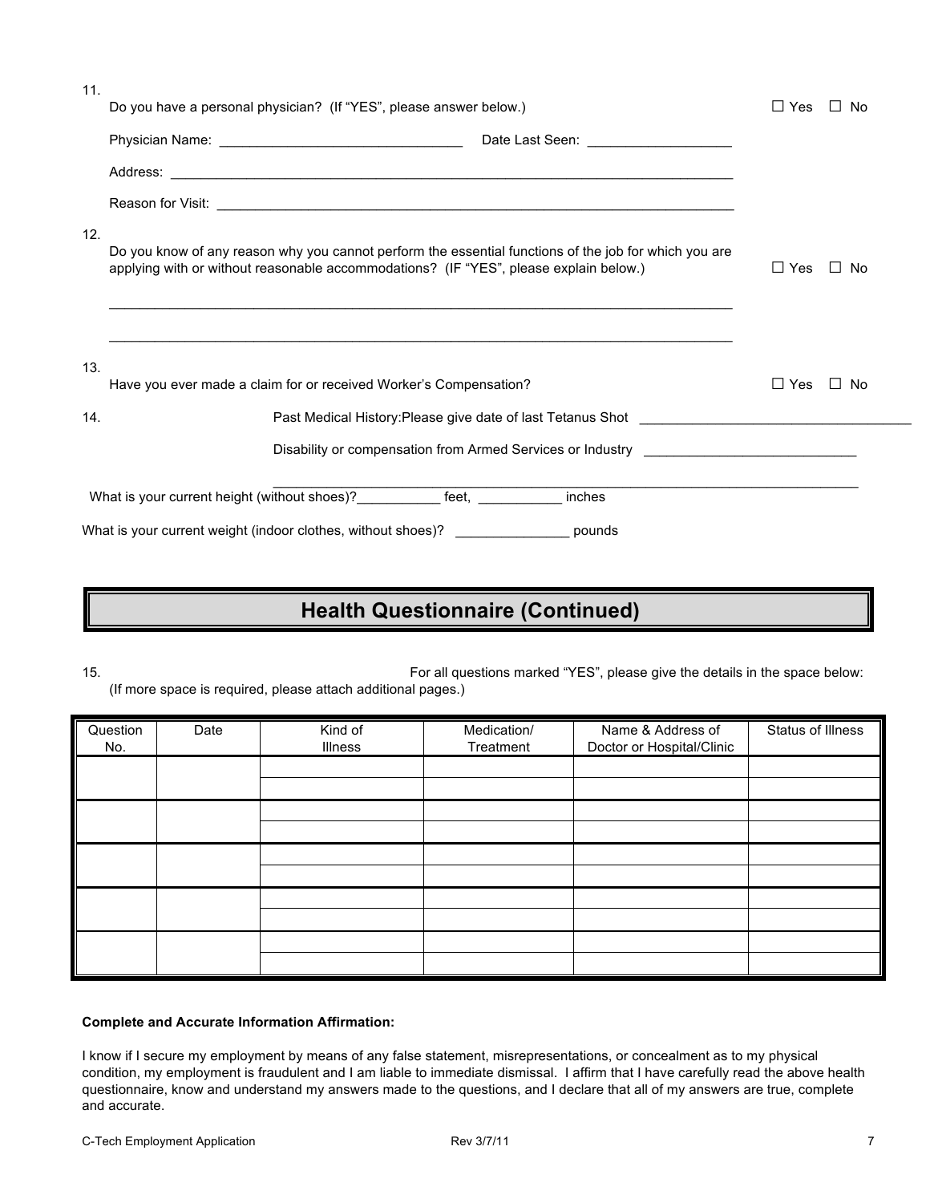11. Do you have a personal physician? (If "YES", please answer below.) ☐ Yes ☐ No

 Physician Name: ________________________________ Date Last Seen: ___________________

 Address: ________________________________________________________________________________

 Reason for Visit: ________________________________________________________________________

12. Do you know of any reason why you cannot perform the essential functions of the job for which you are applying with or without reasonable accommodations? (IF "YES", please explain below.) ☐ Yes ☐ No

 ________________________________________________________________________________

 ________________________________________________________________________________

13. Have you ever made a claim for or received Worker's Compensation? ☐ Yes ☐ No

14. Past Medical History:Please give date of last Tetanus Shot ____________________________________

 Disability or compensation from Armed Services or Industry ____________________________

 ________________________________________________________________________________

What is your current height (without shoes)?___________ feet, ___________ inches

What is your current weight (indoor clothes, without shoes)? _______________ pounds

## Health Questionnaire (Continued)

15. For all questions marked "YES", please give the details in the space below: (If more space is required, please attach additional pages.)

| Question No. | Date | Kind of Illness | Medication/ Treatment | Name & Address of Doctor or Hospital/Clinic | Status of Illness |
|---|---|---|---|---|---|
| | | | | | |
| | | | | | |
| | | | | | |
| | | | | | |
| | | | | | |
| | | | | | |
| | | | | | |
| | | | | | |
| | | | | | |
| | | | | | |

**Complete and Accurate Information Affirmation:**

I know if I secure my employment by means of any false statement, misrepresentations, or concealment as to my physical condition, my employment is fraudulent and I am liable to immediate dismissal. I affirm that I have carefully read the above health questionnaire, know and understand my answers made to the questions, and I declare that all of my answers are true, complete and accurate.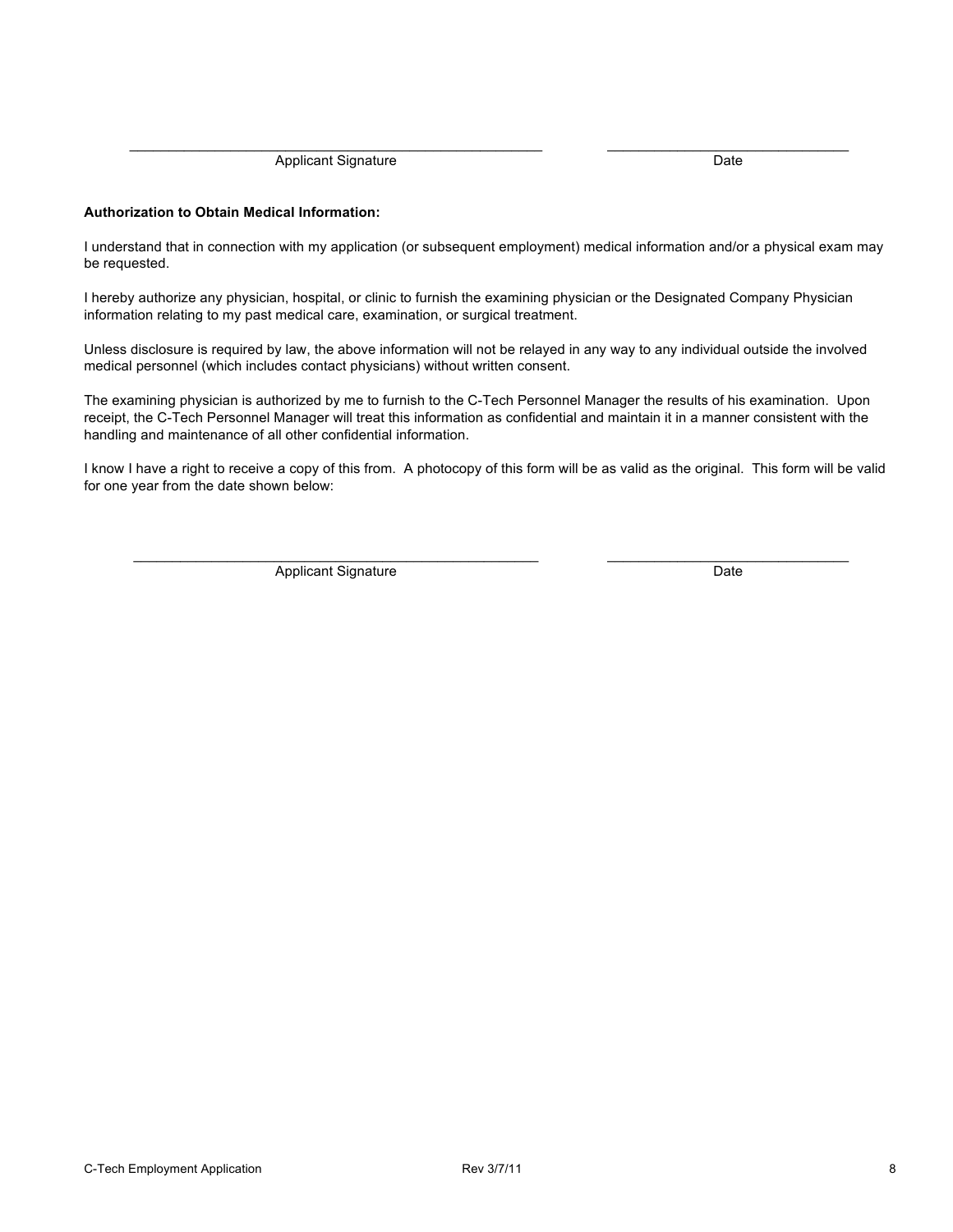\_\_\_\_\_\_\_\_\_\_\_\_\_\_\_\_\_\_\_\_\_\_\_\_\_\_\_\_\_\_\_\_\_\_\_\_\_\_\_\_\_\_\_\_\_\_\_\_\_\_\_\_\_\_\_\_  Applicant Signature

\_\_\_\_\_\_\_\_\_\_\_\_\_\_\_\_\_\_\_\_\_\_\_\_\_\_\_\_\_\_\_\_\_\_\_  Date

**Authorization to Obtain Medical Information:**

I understand that in connection with my application (or subsequent employment) medical information and/or a physical exam may be requested.

I hereby authorize any physician, hospital, or clinic to furnish the examining physician or the Designated Company Physician information relating to my past medical care, examination, or surgical treatment.

Unless disclosure is required by law, the above information will not be relayed in any way to any individual outside the involved medical personnel (which includes contact physicians) without written consent.

The examining physician is authorized by me to furnish to the C-Tech Personnel Manager the results of his examination. Upon receipt, the C-Tech Personnel Manager will treat this information as confidential and maintain it in a manner consistent with the handling and maintenance of all other confidential information.

I know I have a right to receive a copy of this from. A photocopy of this form will be as valid as the original. This form will be valid for one year from the date shown below:

\_\_\_\_\_\_\_\_\_\_\_\_\_\_\_\_\_\_\_\_\_\_\_\_\_\_\_\_\_\_\_\_\_\_\_\_\_\_\_\_\_\_\_\_\_\_\_\_\_\_\_\_\_\_\_\_  Applicant Signature

\_\_\_\_\_\_\_\_\_\_\_\_\_\_\_\_\_\_\_\_\_\_\_\_\_\_\_\_\_\_\_\_\_\_\_  Date